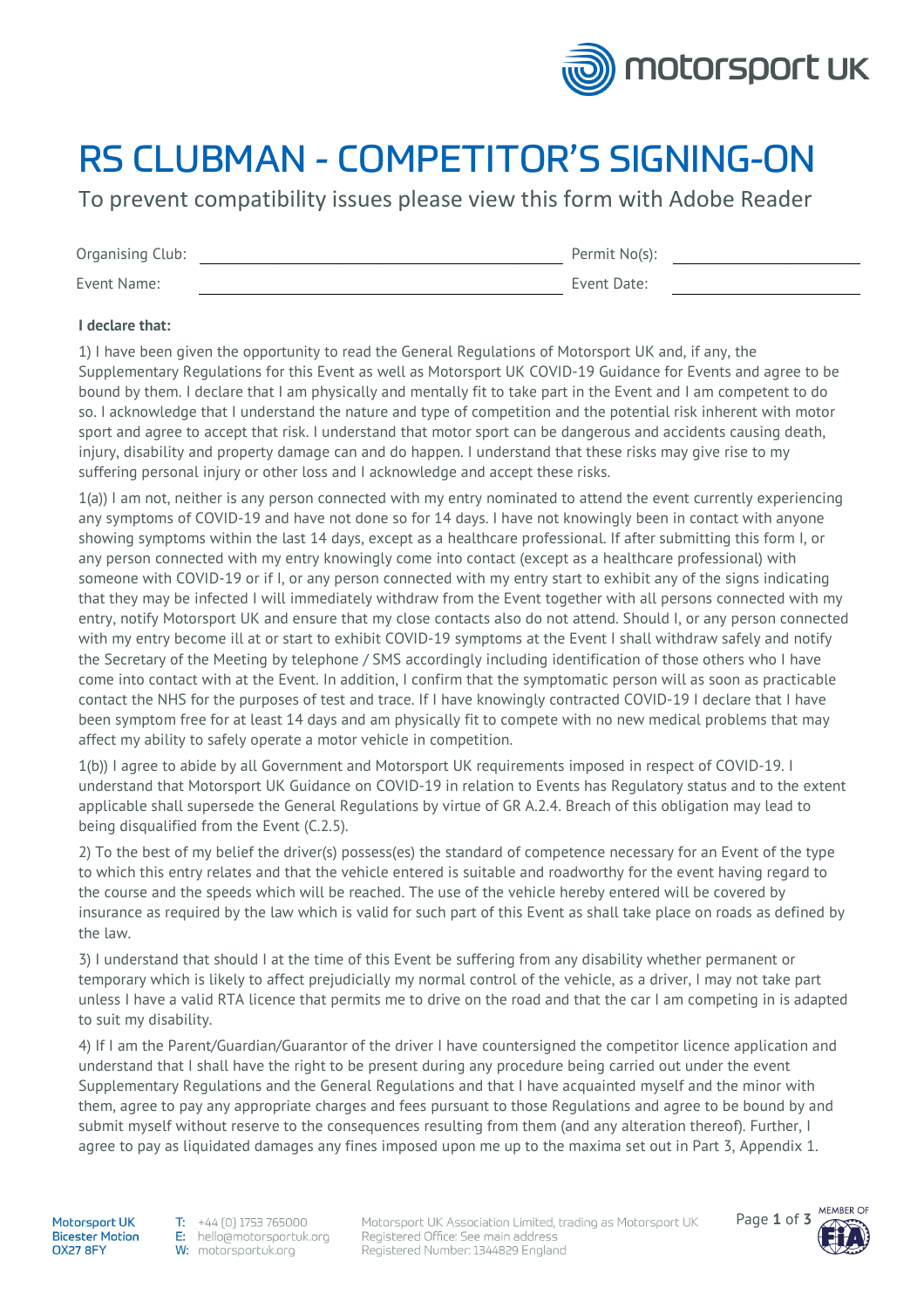# RS CLUBMAN - COMPETITOR'S SIGNING-ON

To prevent compatibility issues please view this form with Adobe Reader

| | | | |
|---|---|---|---|
| Organising Club: | | Permit No(s): | |
| Event Name: | | Event Date: | |

**I declare that:**

1) I have been given the opportunity to read the General Regulations of Motorsport UK and, if any, the Supplementary Regulations for this Event as well as Motorsport UK COVID-19 Guidance for Events and agree to be bound by them. I declare that I am physically and mentally fit to take part in the Event and I am competent to do so. I acknowledge that I understand the nature and type of competition and the potential risk inherent with motor sport and agree to accept that risk. I understand that motor sport can be dangerous and accidents causing death, injury, disability and property damage can and do happen. I understand that these risks may give rise to my suffering personal injury or other loss and I acknowledge and accept these risks.

1(a)) I am not, neither is any person connected with my entry nominated to attend the event currently experiencing any symptoms of COVID-19 and have not done so for 14 days. I have not knowingly been in contact with anyone showing symptoms within the last 14 days, except as a healthcare professional. If after submitting this form I, or any person connected with my entry knowingly come into contact (except as a healthcare professional) with someone with COVID-19 or if I, or any person connected with my entry start to exhibit any of the signs indicating that they may be infected I will immediately withdraw from the Event together with all persons connected with my entry, notify Motorsport UK and ensure that my close contacts also do not attend. Should I, or any person connected with my entry become ill at or start to exhibit COVID-19 symptoms at the Event I shall withdraw safely and notify the Secretary of the Meeting by telephone / SMS accordingly including identification of those others who I have come into contact with at the Event. In addition, I confirm that the symptomatic person will as soon as practicable contact the NHS for the purposes of test and trace. If I have knowingly contracted COVID-19 I declare that I have been symptom free for at least 14 days and am physically fit to compete with no new medical problems that may affect my ability to safely operate a motor vehicle in competition.

1(b)) I agree to abide by all Government and Motorsport UK requirements imposed in respect of COVID-19. I understand that Motorsport UK Guidance on COVID-19 in relation to Events has Regulatory status and to the extent applicable shall supersede the General Regulations by virtue of GR A.2.4. Breach of this obligation may lead to being disqualified from the Event (C.2.5).

2) To the best of my belief the driver(s) possess(es) the standard of competence necessary for an Event of the type to which this entry relates and that the vehicle entered is suitable and roadworthy for the event having regard to the course and the speeds which will be reached. The use of the vehicle hereby entered will be covered by insurance as required by the law which is valid for such part of this Event as shall take place on roads as defined by the law.

3) I understand that should I at the time of this Event be suffering from any disability whether permanent or temporary which is likely to affect prejudicially my normal control of the vehicle, as a driver, I may not take part unless I have a valid RTA licence that permits me to drive on the road and that the car I am competing in is adapted to suit my disability.

4) If I am the Parent/Guardian/Guarantor of the driver I have countersigned the competitor licence application and understand that I shall have the right to be present during any procedure being carried out under the event Supplementary Regulations and the General Regulations and that I have acquainted myself and the minor with them, agree to pay any appropriate charges and fees pursuant to those Regulations and agree to be bound by and submit myself without reserve to the consequences resulting from them (and any alteration thereof). Further, I agree to pay as liquidated damages any fines imposed upon me up to the maxima set out in Part 3, Appendix 1.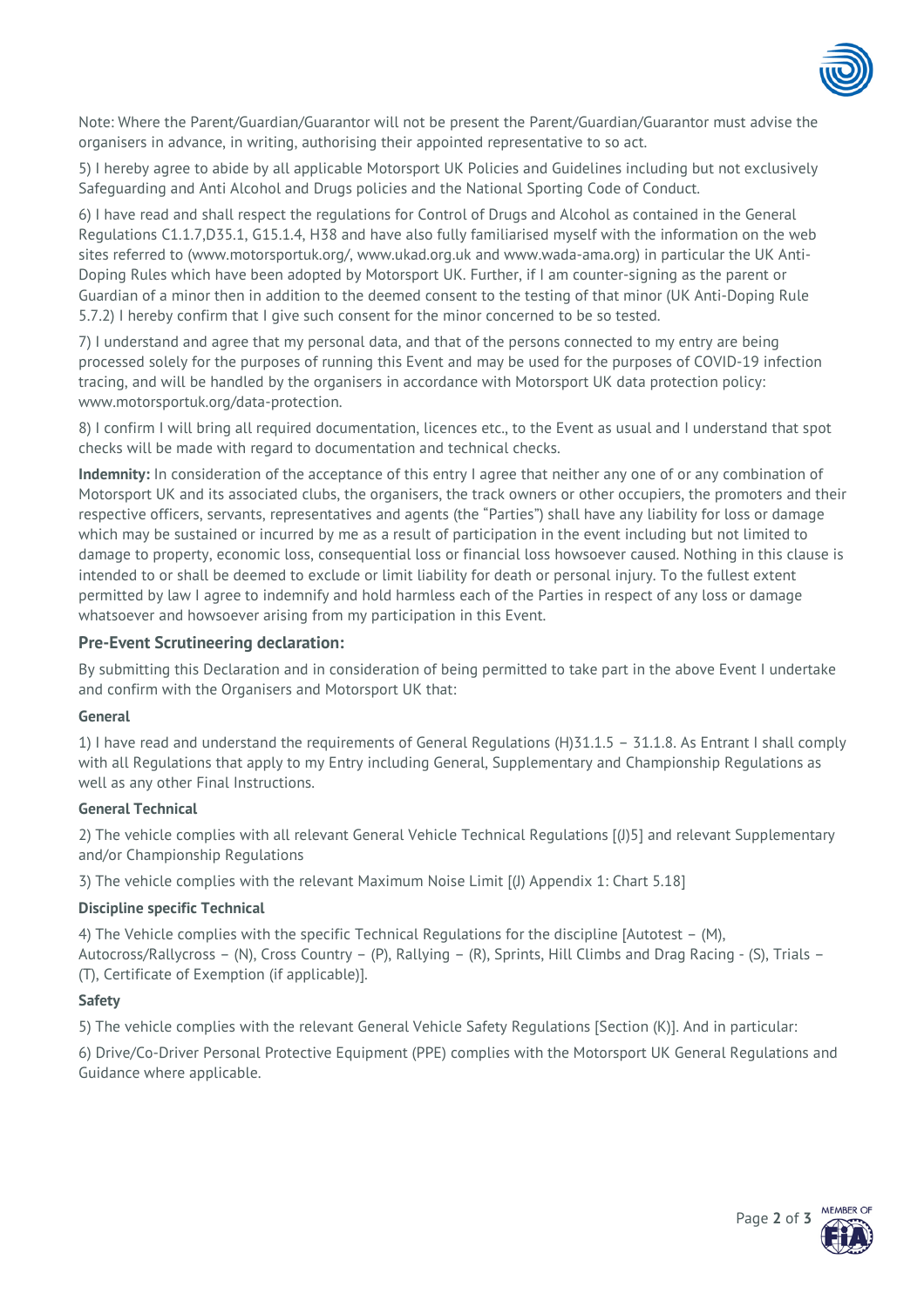Note: Where the Parent/Guardian/Guarantor will not be present the Parent/Guardian/Guarantor must advise the organisers in advance, in writing, authorising their appointed representative to so act.

5) I hereby agree to abide by all applicable Motorsport UK Policies and Guidelines including but not exclusively Safeguarding and Anti Alcohol and Drugs policies and the National Sporting Code of Conduct.

6) I have read and shall respect the regulations for Control of Drugs and Alcohol as contained in the General Regulations C1.1.7,D35.1, G15.1.4, H38 and have also fully familiarised myself with the information on the web sites referred to (www.motorsportuk.org/, www.ukad.org.uk and www.wada-ama.org) in particular the UK Anti-Doping Rules which have been adopted by Motorsport UK. Further, if I am counter-signing as the parent or Guardian of a minor then in addition to the deemed consent to the testing of that minor (UK Anti-Doping Rule 5.7.2) I hereby confirm that I give such consent for the minor concerned to be so tested.

7) I understand and agree that my personal data, and that of the persons connected to my entry are being processed solely for the purposes of running this Event and may be used for the purposes of COVID-19 infection tracing, and will be handled by the organisers in accordance with Motorsport UK data protection policy: www.motorsportuk.org/data-protection.

8) I confirm I will bring all required documentation, licences etc., to the Event as usual and I understand that spot checks will be made with regard to documentation and technical checks.

**Indemnity:** In consideration of the acceptance of this entry I agree that neither any one of or any combination of Motorsport UK and its associated clubs, the organisers, the track owners or other occupiers, the promoters and their respective officers, servants, representatives and agents (the "Parties") shall have any liability for loss or damage which may be sustained or incurred by me as a result of participation in the event including but not limited to damage to property, economic loss, consequential loss or financial loss howsoever caused. Nothing in this clause is intended to or shall be deemed to exclude or limit liability for death or personal injury. To the fullest extent permitted by law I agree to indemnify and hold harmless each of the Parties in respect of any loss or damage whatsoever and howsoever arising from my participation in this Event.

### Pre-Event Scrutineering declaration:

By submitting this Declaration and in consideration of being permitted to take part in the above Event I undertake and confirm with the Organisers and Motorsport UK that:

#### General

1) I have read and understand the requirements of General Regulations (H)31.1.5 – 31.1.8. As Entrant I shall comply with all Regulations that apply to my Entry including General, Supplementary and Championship Regulations as well as any other Final Instructions.

#### General Technical

2) The vehicle complies with all relevant General Vehicle Technical Regulations [(J)5] and relevant Supplementary and/or Championship Regulations

3) The vehicle complies with the relevant Maximum Noise Limit [(J) Appendix 1: Chart 5.18]

#### Discipline specific Technical

4) The Vehicle complies with the specific Technical Regulations for the discipline [Autotest – (M), Autocross/Rallycross – (N), Cross Country – (P), Rallying – (R), Sprints, Hill Climbs and Drag Racing - (S), Trials – (T), Certificate of Exemption (if applicable)].

#### Safety

5) The vehicle complies with the relevant General Vehicle Safety Regulations [Section (K)]. And in particular:

6) Drive/Co-Driver Personal Protective Equipment (PPE) complies with the Motorsport UK General Regulations and Guidance where applicable.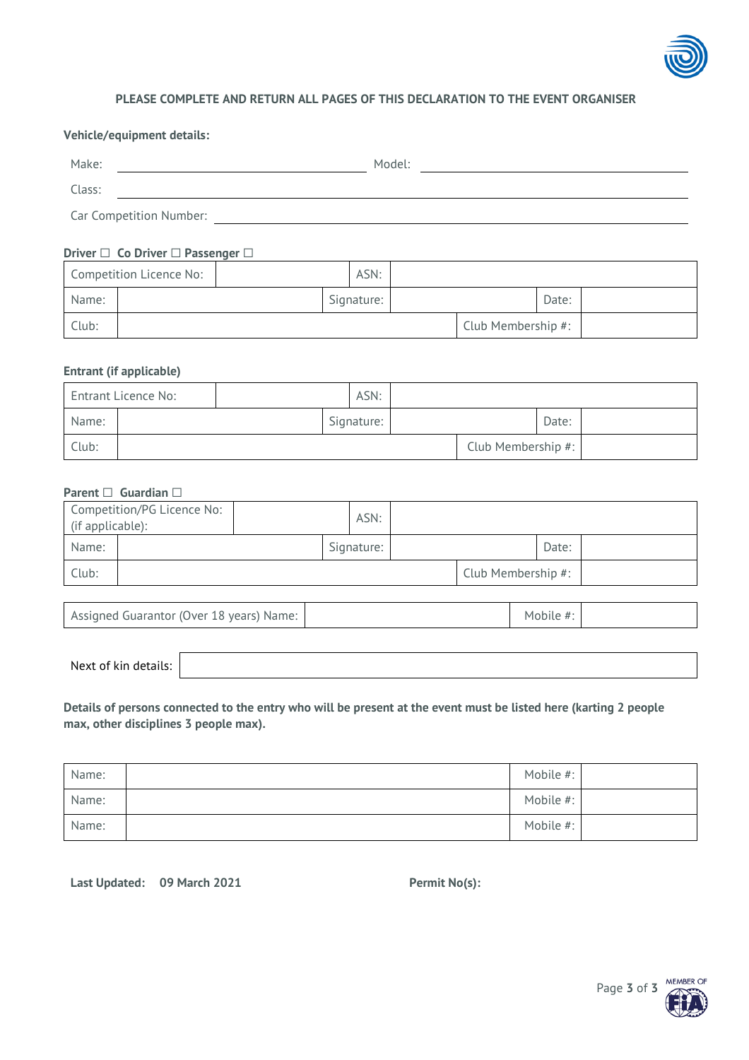**PLEASE COMPLETE AND RETURN ALL PAGES OF THIS DECLARATION TO THE EVENT ORGANISER**

**Vehicle/equipment details:**

Make: ______________________ Model: ______________________

Class: ______________________

Car Competition Number: ______________________

**Driver ☐ Co Driver ☐ Passenger ☐**

| | | | | | |
|---|---|---|---|---|---|
| Competition Licence No: | | ASN: | | | |
| Name: | | Signature: | | Date: | |
| Club: | | | Club Membership #: | | |

**Entrant (if applicable)**

| | | | | | |
|---|---|---|---|---|---|
| Entrant Licence No: | | ASN: | | | |
| Name: | | Signature: | | Date: | |
| Club: | | | Club Membership #: | | |

**Parent ☐ Guardian ☐**

| | | | | | |
|---|---|---|---|---|---|
| Competition/PG Licence No: (if applicable): | | ASN: | | | |
| Name: | | Signature: | | Date: | |
| Club: | | | Club Membership #: | | |

| | | | |
|---|---|---|---|
| Assigned Guarantor (Over 18 years) Name: | | Mobile #: | |

| | |
|---|---|
| Next of kin details: | |

**Details of persons connected to the entry who will be present at the event must be listed here (karting 2 people max, other disciplines 3 people max).**

| | | | |
|---|---|---|---|
| Name: | | Mobile #: | |
| Name: | | Mobile #: | |
| Name: | | Mobile #: | |

**Last Updated: 09 March 2021** **Permit No(s):**